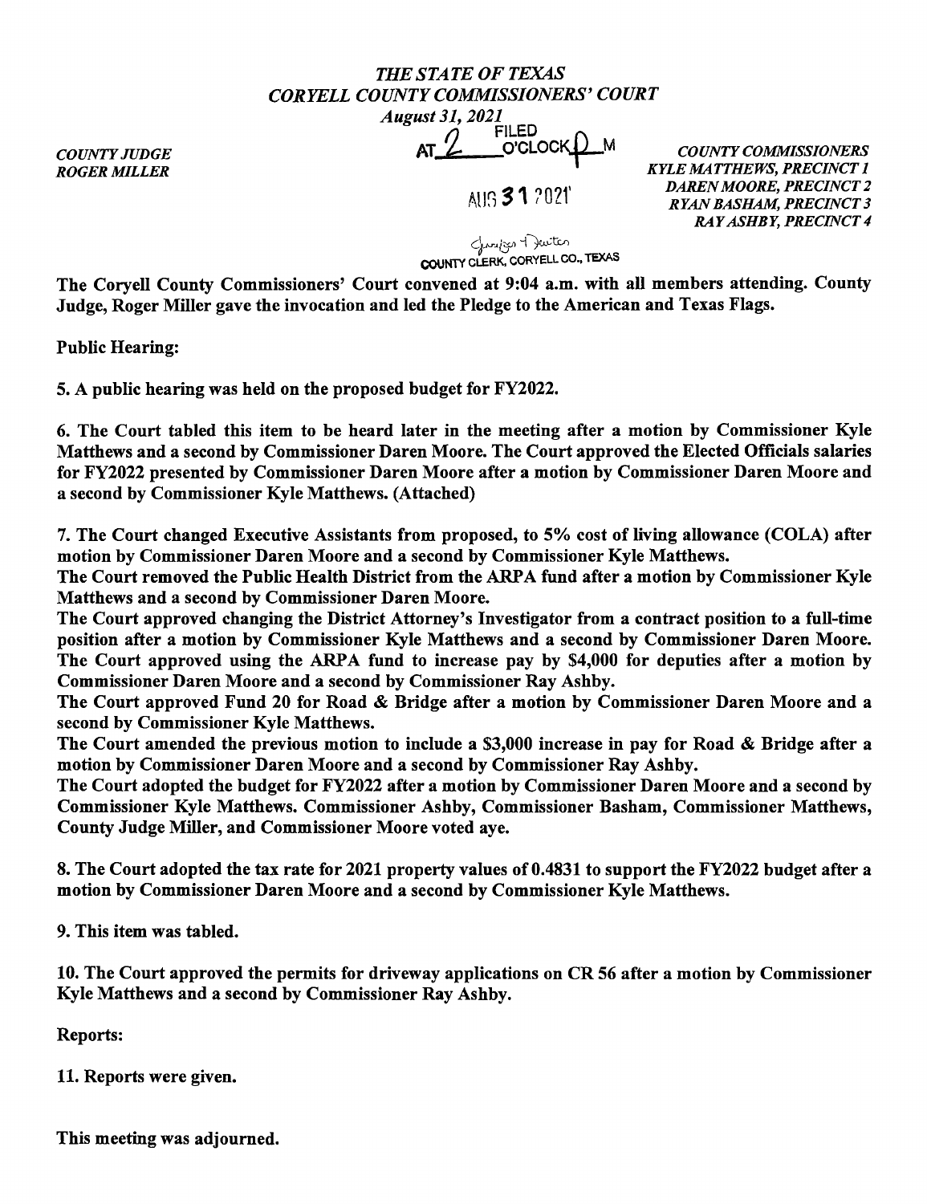*THE STATE OF TEXAS*
*CORYELL COUNTY COMMISSIONERS' COURT*
*August 31, 2021*

FILED AT 2 O'CLOCK P M

AUG 31 2021

Jennifer Dewter
COUNTY CLERK, CORYELL CO., TEXAS

*COUNTY JUDGE*
*ROGER MILLER*

*COUNTY COMMISSIONERS*
*KYLE MATTHEWS, PRECINCT 1*
*DAREN MOORE, PRECINCT 2*
*RYAN BASHAM, PRECINCT 3*
*RAY ASHBY, PRECINCT 4*

**The Coryell County Commissioners' Court convened at 9:04 a.m. with all members attending. County Judge, Roger Miller gave the invocation and led the Pledge to the American and Texas Flags.**

**Public Hearing:**

**5. A public hearing was held on the proposed budget for FY2022.**

**6. The Court tabled this item to be heard later in the meeting after a motion by Commissioner Kyle Matthews and a second by Commissioner Daren Moore. The Court approved the Elected Officials salaries for FY2022 presented by Commissioner Daren Moore after a motion by Commissioner Daren Moore and a second by Commissioner Kyle Matthews. (Attached)**

**7. The Court changed Executive Assistants from proposed, to 5% cost of living allowance (COLA) after motion by Commissioner Daren Moore and a second by Commissioner Kyle Matthews.**
**The Court removed the Public Health District from the ARPA fund after a motion by Commissioner Kyle Matthews and a second by Commissioner Daren Moore.**
**The Court approved changing the District Attorney's Investigator from a contract position to a full-time position after a motion by Commissioner Kyle Matthews and a second by Commissioner Daren Moore.**
**The Court approved using the ARPA fund to increase pay by $4,000 for deputies after a motion by Commissioner Daren Moore and a second by Commissioner Ray Ashby.**
**The Court approved Fund 20 for Road & Bridge after a motion by Commissioner Daren Moore and a second by Commissioner Kyle Matthews.**
**The Court amended the previous motion to include a $3,000 increase in pay for Road & Bridge after a motion by Commissioner Daren Moore and a second by Commissioner Ray Ashby.**
**The Court adopted the budget for FY2022 after a motion by Commissioner Daren Moore and a second by Commissioner Kyle Matthews. Commissioner Ashby, Commissioner Basham, Commissioner Matthews, County Judge Miller, and Commissioner Moore voted aye.**

**8. The Court adopted the tax rate for 2021 property values of 0.4831 to support the FY2022 budget after a motion by Commissioner Daren Moore and a second by Commissioner Kyle Matthews.**

**9. This item was tabled.**

**10. The Court approved the permits for driveway applications on CR 56 after a motion by Commissioner Kyle Matthews and a second by Commissioner Ray Ashby.**

**Reports:**

**11. Reports were given.**

**This meeting was adjourned.**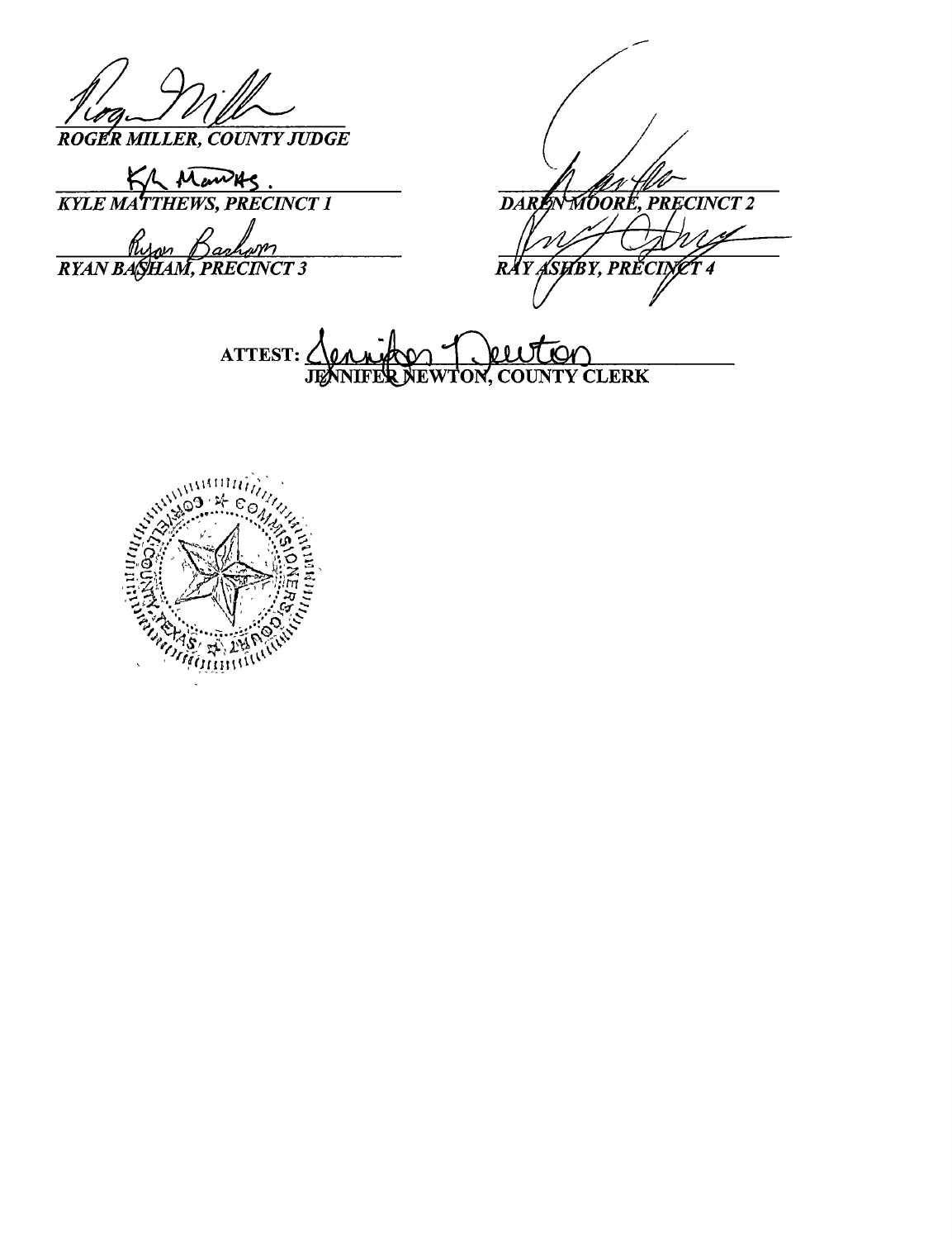*ROGER MILLER, COUNTY JUDGE*

*KYLE MATTHEWS, PRECINCT 1*

*DAREN MOORE, PRECINCT 2*

*RYAN BASHAM, PRECINCT 3*

*RAY ASHBY, PRECINCT 4*

ATTEST:
**JENNIFER NEWTON, COUNTY CLERK**